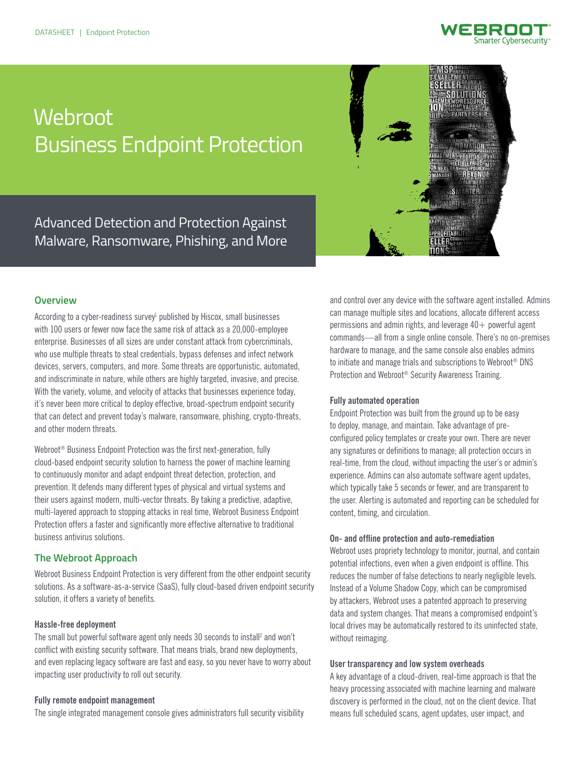DATASHEET | Endpoint Protection

# Webroot Business Endpoint Protection

## Advanced Detection and Protection Against Malware, Ransomware, Phishing, and More

### Overview

According to a cyber-readiness survey[1] published by Hiscox, small businesses with 100 users or fewer now face the same risk of attack as a 20,000-employee enterprise. Businesses of all sizes are under constant attack from cybercriminals, who use multiple threats to steal credentials, bypass defenses and infect network devices, servers, computers, and more. Some threats are opportunistic, automated, and indiscriminate in nature, while others are highly targeted, invasive, and precise. With the variety, volume, and velocity of attacks that businesses experience today, it's never been more critical to deploy effective, broad-spectrum endpoint security that can detect and prevent today's malware, ransomware, phishing, crypto-threats, and other modern threats.

Webroot® Business Endpoint Protection was the first next-generation, fully cloud-based endpoint security solution to harness the power of machine learning to continuously monitor and adapt endpoint threat detection, protection, and prevention. It defends many different types of physical and virtual systems and their users against modern, multi-vector threats. By taking a predictive, adaptive, multi-layered approach to stopping attacks in real time, Webroot Business Endpoint Protection offers a faster and significantly more effective alternative to traditional business antivirus solutions.

### The Webroot Approach

Webroot Business Endpoint Protection is very different from the other endpoint security solutions. As a software-as-a-service (SaaS), fully cloud-based driven endpoint security solution, it offers a variety of benefits.

#### Hassle-free deployment

The small but powerful software agent only needs 30 seconds to install[2] and won't conflict with existing security software. That means trials, brand new deployments, and even replacing legacy software are fast and easy, so you never have to worry about impacting user productivity to roll out security.

#### Fully remote endpoint management

The single integrated management console gives administrators full security visibility and control over any device with the software agent installed. Admins can manage multiple sites and locations, allocate different access permissions and admin rights, and leverage 40+ powerful agent commands—all from a single online console. There's no on-premises hardware to manage, and the same console also enables admins to initiate and manage trials and subscriptions to Webroot® DNS Protection and Webroot® Security Awareness Training.

#### Fully automated operation

Endpoint Protection was built from the ground up to be easy to deploy, manage, and maintain. Take advantage of pre-configured policy templates or create your own. There are never any signatures or definitions to manage; all protection occurs in real-time, from the cloud, without impacting the user's or admin's experience. Admins can also automate software agent updates, which typically take 5 seconds or fewer, and are transparent to the user. Alerting is automated and reporting can be scheduled for content, timing, and circulation.

#### On- and offline protection and auto-remediation

Webroot uses propriety technology to monitor, journal, and contain potential infections, even when a given endpoint is offline. This reduces the number of false detections to nearly negligible levels. Instead of a Volume Shadow Copy, which can be compromised by attackers, Webroot uses a patented approach to preserving data and system changes. That means a compromised endpoint's local drives may be automatically restored to its uninfected state, without reimaging.

#### User transparency and low system overheads

A key advantage of a cloud-driven, real-time approach is that the heavy processing associated with machine learning and malware discovery is performed in the cloud, not on the client device. That means full scheduled scans, agent updates, user impact, and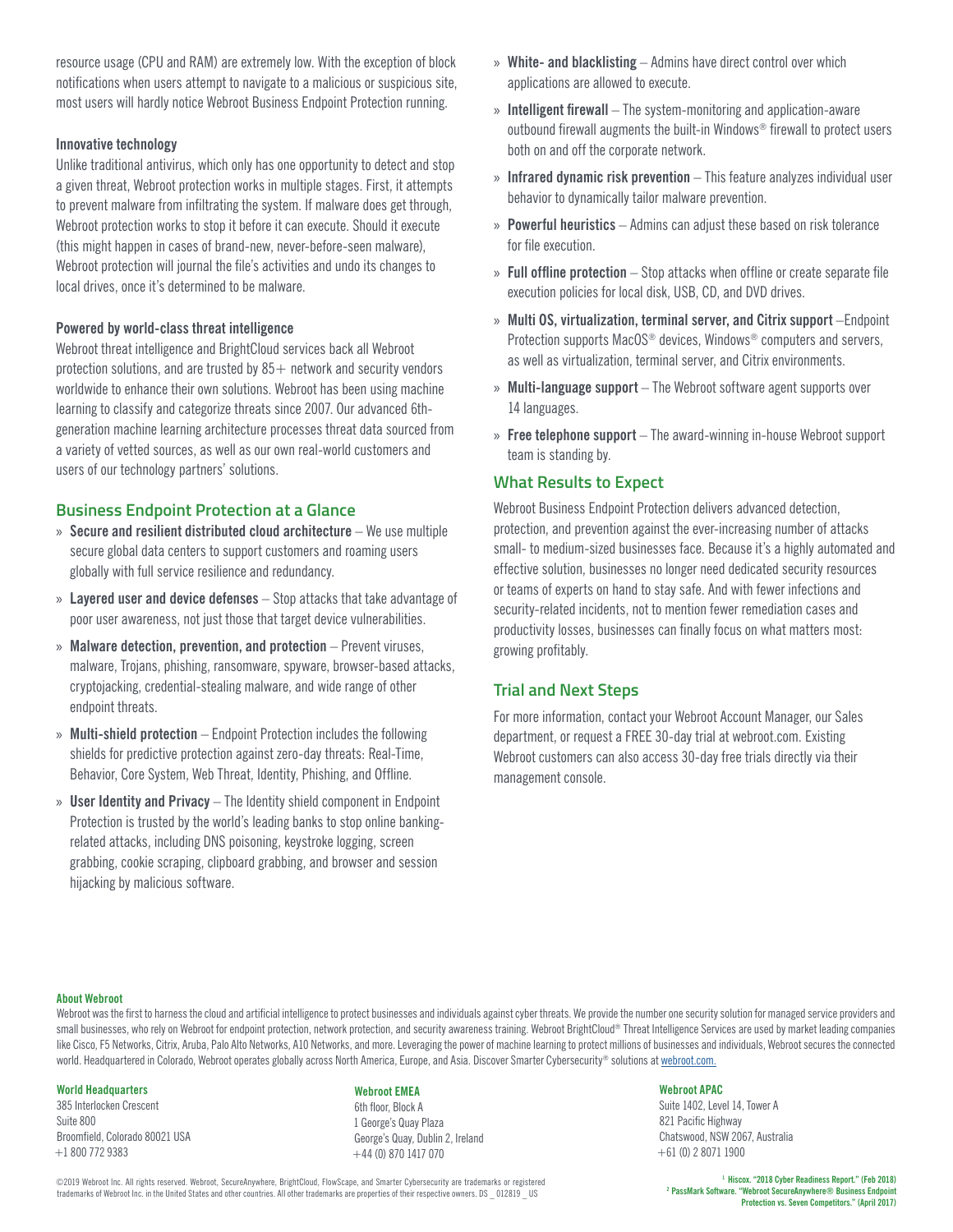resource usage (CPU and RAM) are extremely low. With the exception of block notifications when users attempt to navigate to a malicious or suspicious site, most users will hardly notice Webroot Business Endpoint Protection running.

**Innovative technology**

Unlike traditional antivirus, which only has one opportunity to detect and stop a given threat, Webroot protection works in multiple stages. First, it attempts to prevent malware from infiltrating the system. If malware does get through, Webroot protection works to stop it before it can execute. Should it execute (this might happen in cases of brand-new, never-before-seen malware), Webroot protection will journal the file's activities and undo its changes to local drives, once it's determined to be malware.

**Powered by world-class threat intelligence**

Webroot threat intelligence and BrightCloud services back all Webroot protection solutions, and are trusted by 85+ network and security vendors worldwide to enhance their own solutions. Webroot has been using machine learning to classify and categorize threats since 2007. Our advanced 6th-generation machine learning architecture processes threat data sourced from a variety of vetted sources, as well as our own real-world customers and users of our technology partners' solutions.

## Business Endpoint Protection at a Glance

- **Secure and resilient distributed cloud architecture** – We use multiple secure global data centers to support customers and roaming users globally with full service resilience and redundancy.
- **Layered user and device defenses** – Stop attacks that take advantage of poor user awareness, not just those that target device vulnerabilities.
- **Malware detection, prevention, and protection** – Prevent viruses, malware, Trojans, phishing, ransomware, spyware, browser-based attacks, cryptojacking, credential-stealing malware, and wide range of other endpoint threats.
- **Multi-shield protection** – Endpoint Protection includes the following shields for predictive protection against zero-day threats: Real-Time, Behavior, Core System, Web Threat, Identity, Phishing, and Offline.
- **User Identity and Privacy** – The Identity shield component in Endpoint Protection is trusted by the world's leading banks to stop online banking-related attacks, including DNS poisoning, keystroke logging, screen grabbing, cookie scraping, clipboard grabbing, and browser and session hijacking by malicious software.
- **White- and blacklisting** – Admins have direct control over which applications are allowed to execute.
- **Intelligent firewall** – The system-monitoring and application-aware outbound firewall augments the built-in Windows® firewall to protect users both on and off the corporate network.
- **Infrared dynamic risk prevention** – This feature analyzes individual user behavior to dynamically tailor malware prevention.
- **Powerful heuristics** – Admins can adjust these based on risk tolerance for file execution.
- **Full offline protection** – Stop attacks when offline or create separate file execution policies for local disk, USB, CD, and DVD drives.
- **Multi OS, virtualization, terminal server, and Citrix support** –Endpoint Protection supports MacOS® devices, Windows® computers and servers, as well as virtualization, terminal server, and Citrix environments.
- **Multi-language support** – The Webroot software agent supports over 14 languages.
- **Free telephone support** – The award-winning in-house Webroot support team is standing by.

## What Results to Expect

Webroot Business Endpoint Protection delivers advanced detection, protection, and prevention against the ever-increasing number of attacks small- to medium-sized businesses face. Because it's a highly automated and effective solution, businesses no longer need dedicated security resources or teams of experts on hand to stay safe. And with fewer infections and security-related incidents, not to mention fewer remediation cases and productivity losses, businesses can finally focus on what matters most: growing profitably.

## Trial and Next Steps

For more information, contact your Webroot Account Manager, our Sales department, or request a FREE 30-day trial at webroot.com. Existing Webroot customers can also access 30-day free trials directly via their management console.

**About Webroot**

Webroot was the first to harness the cloud and artificial intelligence to protect businesses and individuals against cyber threats. We provide the number one security solution for managed service providers and small businesses, who rely on Webroot for endpoint protection, network protection, and security awareness training. Webroot BrightCloud® Threat Intelligence Services are used by market leading companies like Cisco, F5 Networks, Citrix, Aruba, Palo Alto Networks, A10 Networks, and more. Leveraging the power of machine learning to protect millions of businesses and individuals, Webroot secures the connected world. Headquartered in Colorado, Webroot operates globally across North America, Europe, and Asia. Discover Smarter Cybersecurity® solutions at webroot.com.

**World Headquarters**
385 Interlocken Crescent
Suite 800
Broomfield, Colorado 80021 USA
+1 800 772 9383

**Webroot EMEA**
6th floor, Block A
1 George's Quay Plaza
George's Quay, Dublin 2, Ireland
+44 (0) 870 1417 070

**Webroot APAC**
Suite 1402, Level 14, Tower A
821 Pacific Highway
Chatswood, NSW 2067, Australia
+61 (0) 2 8071 1900

©2019 Webroot Inc. All rights reserved. Webroot, SecureAnywhere, BrightCloud, FlowScape, and Smarter Cybersecurity are trademarks or registered trademarks of Webroot Inc. in the United States and other countries. All other trademarks are properties of their respective owners. DS _ 012819 _ US

[1] Hiscox. "2018 Cyber Readiness Report." (Feb 2018)
[2] PassMark Software. "Webroot SecureAnywhere® Business Endpoint Protection vs. Seven Competitors." (April 2017)